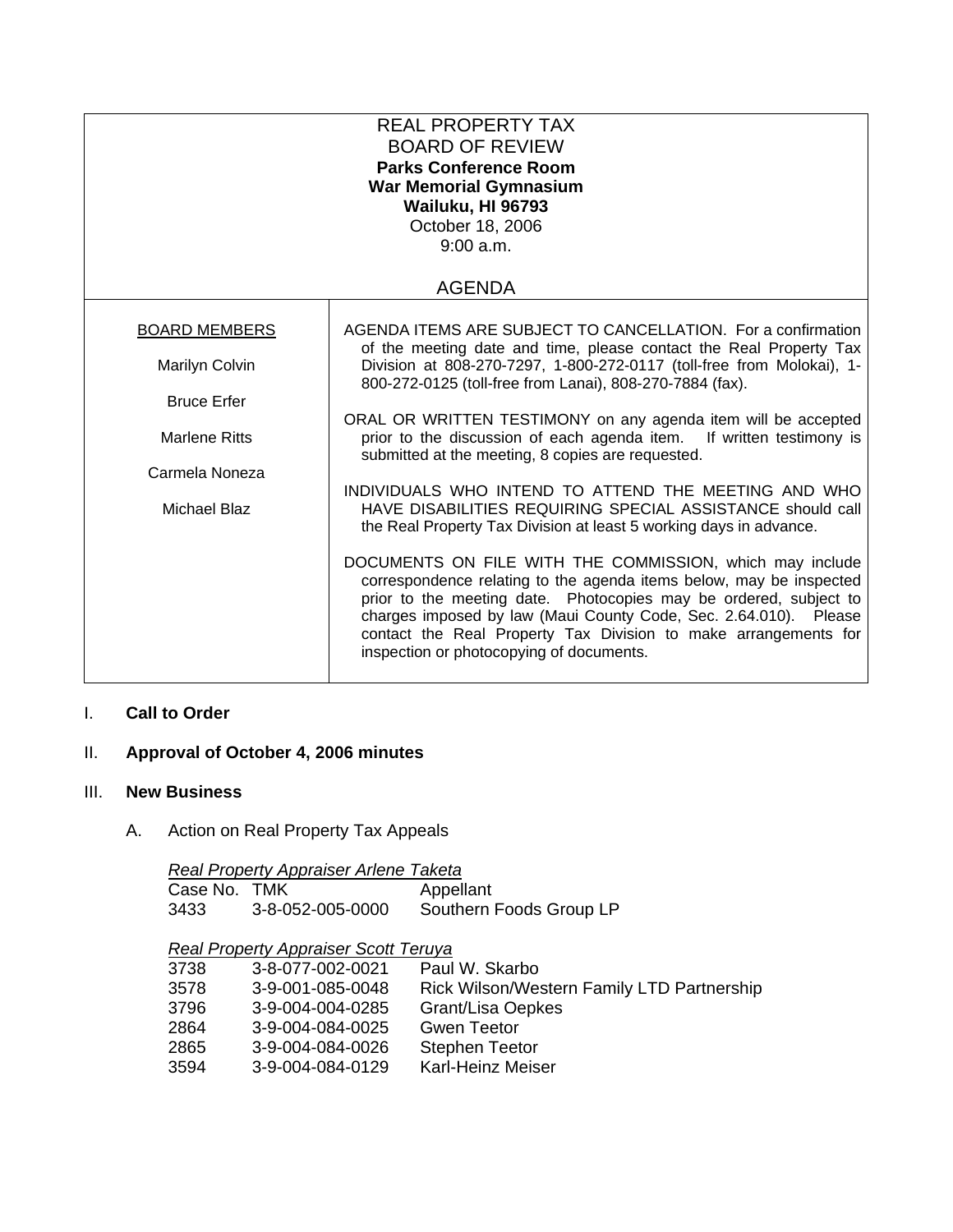# REAL PROPERTY TAX
# BOARD OF REVIEW

**Parks Conference Room**
**War Memorial Gymnasium**
**Wailuku, HI 96793**
October 18, 2006
9:00 a.m.

## AGENDA

**BOARD MEMBERS**

Marilyn Colvin

Bruce Erfer

Marlene Ritts

Carmela Noneza

Michael Blaz

AGENDA ITEMS ARE SUBJECT TO CANCELLATION. For a confirmation of the meeting date and time, please contact the Real Property Tax Division at 808-270-7297, 1-800-272-0117 (toll-free from Molokai), 1-800-272-0125 (toll-free from Lanai), 808-270-7884 (fax).

ORAL OR WRITTEN TESTIMONY on any agenda item will be accepted prior to the discussion of each agenda item. If written testimony is submitted at the meeting, 8 copies are requested.

INDIVIDUALS WHO INTEND TO ATTEND THE MEETING AND WHO HAVE DISABILITIES REQUIRING SPECIAL ASSISTANCE should call the Real Property Tax Division at least 5 working days in advance.

DOCUMENTS ON FILE WITH THE COMMISSION, which may include correspondence relating to the agenda items below, may be inspected prior to the meeting date. Photocopies may be ordered, subject to charges imposed by law (Maui County Code, Sec. 2.64.010). Please contact the Real Property Tax Division to make arrangements for inspection or photocopying of documents.

I. **Call to Order**

II. **Approval of October 4, 2006 minutes**

III. **New Business**

A. Action on Real Property Tax Appeals

*Real Property Appraiser Arlene Taketa*

| Case No. | TMK | Appellant |
|---|---|---|
| 3433 | 3-8-052-005-0000 | Southern Foods Group LP |

*Real Property Appraiser Scott Teruya*

| Case No. | TMK | Appellant |
|---|---|---|
| 3738 | 3-8-077-002-0021 | Paul W. Skarbo |
| 3578 | 3-9-001-085-0048 | Rick Wilson/Western Family LTD Partnership |
| 3796 | 3-9-004-004-0285 | Grant/Lisa Oepkes |
| 2864 | 3-9-004-084-0025 | Gwen Teetor |
| 2865 | 3-9-004-084-0026 | Stephen Teetor |
| 3594 | 3-9-004-084-0129 | Karl-Heinz Meiser |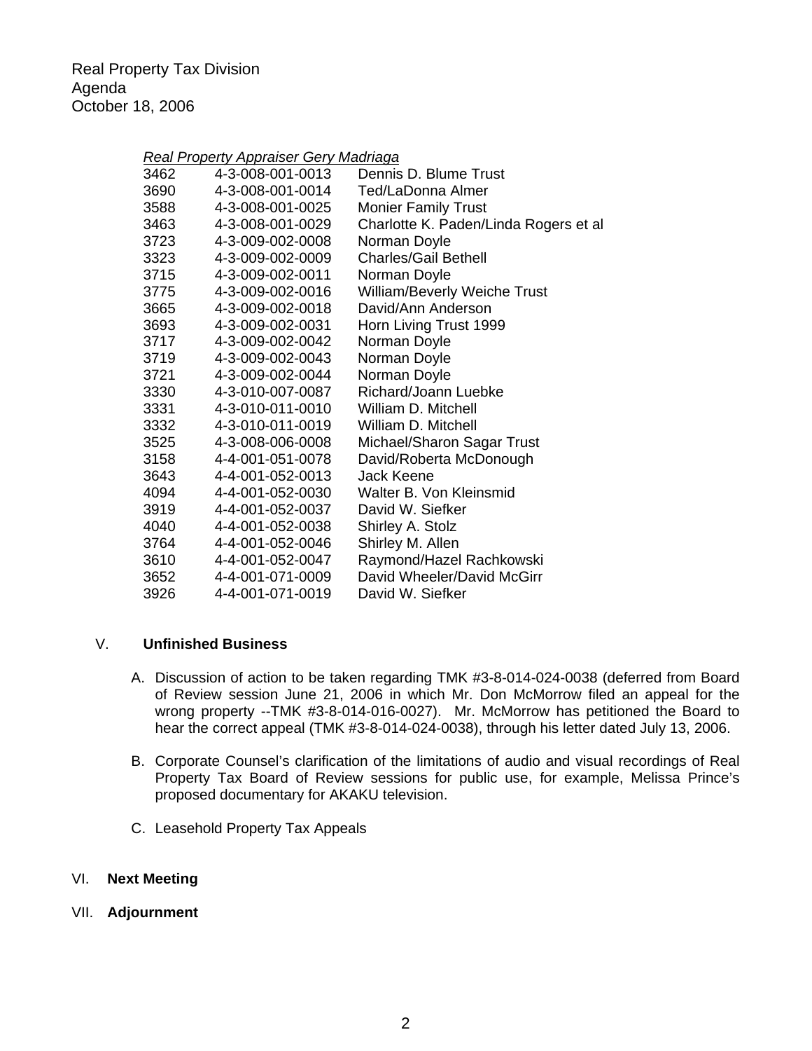Real Property Tax Division
Agenda
October 18, 2006

*Real Property Appraiser Gery Madriaga*

| | | |
|---|---|---|
| 3462 | 4-3-008-001-0013 | Dennis D. Blume Trust |
| 3690 | 4-3-008-001-0014 | Ted/LaDonna Almer |
| 3588 | 4-3-008-001-0025 | Monier Family Trust |
| 3463 | 4-3-008-001-0029 | Charlotte K. Paden/Linda Rogers et al |
| 3723 | 4-3-009-002-0008 | Norman Doyle |
| 3323 | 4-3-009-002-0009 | Charles/Gail Bethell |
| 3715 | 4-3-009-002-0011 | Norman Doyle |
| 3775 | 4-3-009-002-0016 | William/Beverly Weiche Trust |
| 3665 | 4-3-009-002-0018 | David/Ann Anderson |
| 3693 | 4-3-009-002-0031 | Horn Living Trust 1999 |
| 3717 | 4-3-009-002-0042 | Norman Doyle |
| 3719 | 4-3-009-002-0043 | Norman Doyle |
| 3721 | 4-3-009-002-0044 | Norman Doyle |
| 3330 | 4-3-010-007-0087 | Richard/Joann Luebke |
| 3331 | 4-3-010-011-0010 | William D. Mitchell |
| 3332 | 4-3-010-011-0019 | William D. Mitchell |
| 3525 | 4-3-008-006-0008 | Michael/Sharon Sagar Trust |
| 3158 | 4-4-001-051-0078 | David/Roberta McDonough |
| 3643 | 4-4-001-052-0013 | Jack Keene |
| 4094 | 4-4-001-052-0030 | Walter B. Von Kleinsmid |
| 3919 | 4-4-001-052-0037 | David W. Siefker |
| 4040 | 4-4-001-052-0038 | Shirley A. Stolz |
| 3764 | 4-4-001-052-0046 | Shirley M. Allen |
| 3610 | 4-4-001-052-0047 | Raymond/Hazel Rachkowski |
| 3652 | 4-4-001-071-0009 | David Wheeler/David McGirr |
| 3926 | 4-4-001-071-0019 | David W. Siefker |

V. **Unfinished Business**

A. Discussion of action to be taken regarding TMK #3-8-014-024-0038 (deferred from Board of Review session June 21, 2006 in which Mr. Don McMorrow filed an appeal for the wrong property --TMK #3-8-014-016-0027). Mr. McMorrow has petitioned the Board to hear the correct appeal (TMK #3-8-014-024-0038), through his letter dated July 13, 2006.

B. Corporate Counsel's clarification of the limitations of audio and visual recordings of Real Property Tax Board of Review sessions for public use, for example, Melissa Prince's proposed documentary for AKAKU television.

C. Leasehold Property Tax Appeals

VI. **Next Meeting**

VII. **Adjournment**